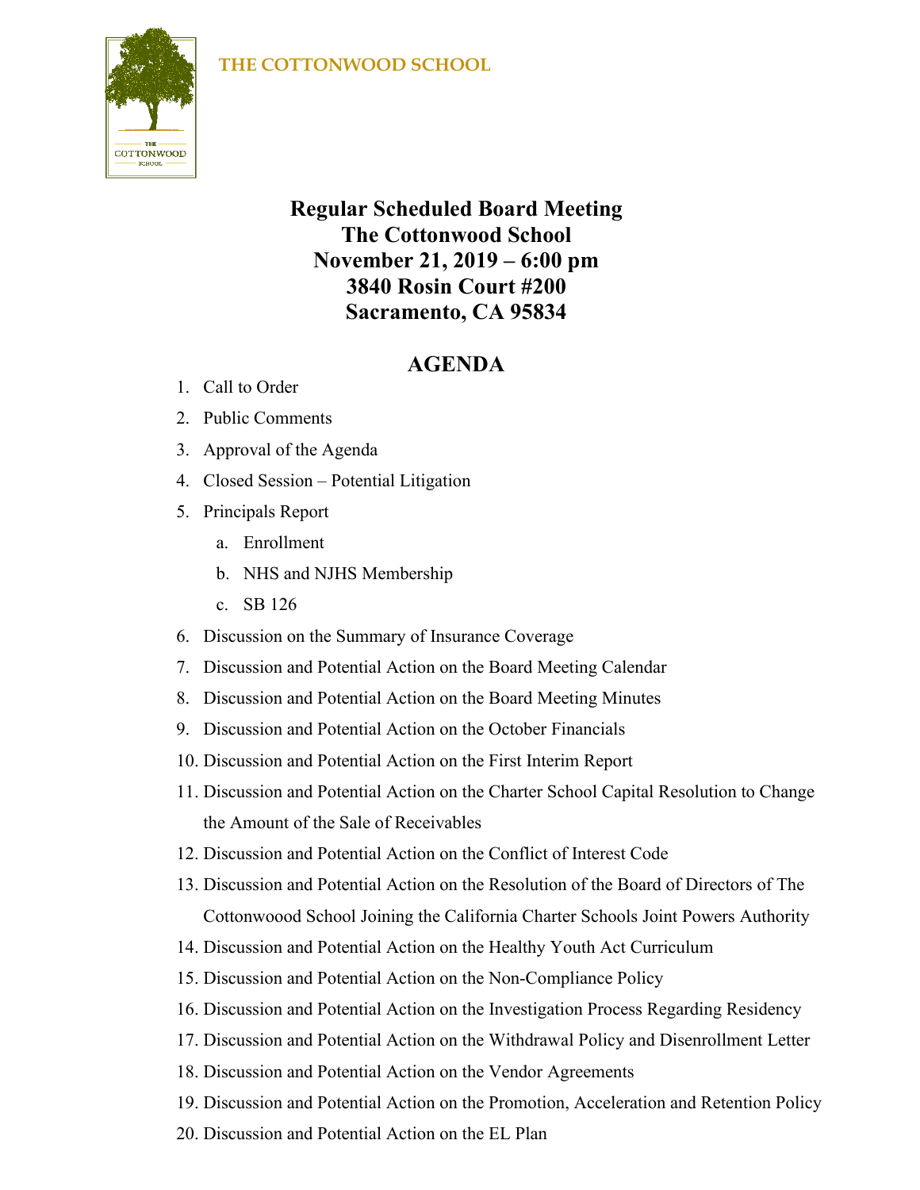THE COTTONWOOD SCHOOL

# Regular Scheduled Board Meeting
# The Cottonwood School
# November 21, 2019 – 6:00 pm
# 3840 Rosin Court #200
# Sacramento, CA 95834

## AGENDA

1. Call to Order
2. Public Comments
3. Approval of the Agenda
4. Closed Session – Potential Litigation
5. Principals Report
   a. Enrollment
   b. NHS and NJHS Membership
   c. SB 126
6. Discussion on the Summary of Insurance Coverage
7. Discussion and Potential Action on the Board Meeting Calendar
8. Discussion and Potential Action on the Board Meeting Minutes
9. Discussion and Potential Action on the October Financials
10. Discussion and Potential Action on the First Interim Report
11. Discussion and Potential Action on the Charter School Capital Resolution to Change the Amount of the Sale of Receivables
12. Discussion and Potential Action on the Conflict of Interest Code
13. Discussion and Potential Action on the Resolution of the Board of Directors of The Cottonwoood School Joining the California Charter Schools Joint Powers Authority
14. Discussion and Potential Action on the Healthy Youth Act Curriculum
15. Discussion and Potential Action on the Non-Compliance Policy
16. Discussion and Potential Action on the Investigation Process Regarding Residency
17. Discussion and Potential Action on the Withdrawal Policy and Disenrollment Letter
18. Discussion and Potential Action on the Vendor Agreements
19. Discussion and Potential Action on the Promotion, Acceleration and Retention Policy
20. Discussion and Potential Action on the EL Plan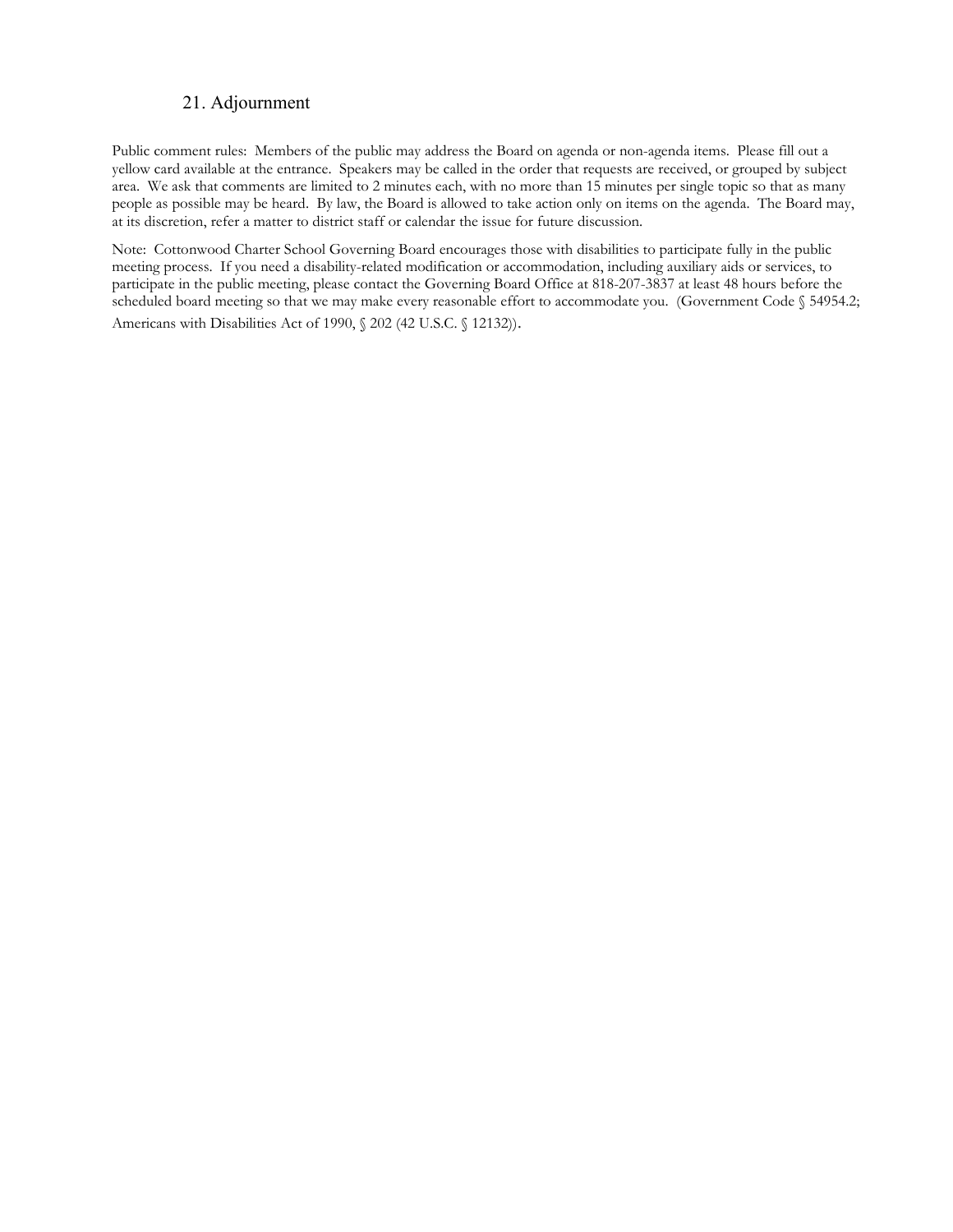21. Adjournment

Public comment rules: Members of the public may address the Board on agenda or non-agenda items. Please fill out a yellow card available at the entrance. Speakers may be called in the order that requests are received, or grouped by subject area. We ask that comments are limited to 2 minutes each, with no more than 15 minutes per single topic so that as many people as possible may be heard. By law, the Board is allowed to take action only on items on the agenda. The Board may, at its discretion, refer a matter to district staff or calendar the issue for future discussion.

Note: Cottonwood Charter School Governing Board encourages those with disabilities to participate fully in the public meeting process. If you need a disability-related modification or accommodation, including auxiliary aids or services, to participate in the public meeting, please contact the Governing Board Office at 818-207-3837 at least 48 hours before the scheduled board meeting so that we may make every reasonable effort to accommodate you. (Government Code § 54954.2; Americans with Disabilities Act of 1990, § 202 (42 U.S.C. § 12132)).